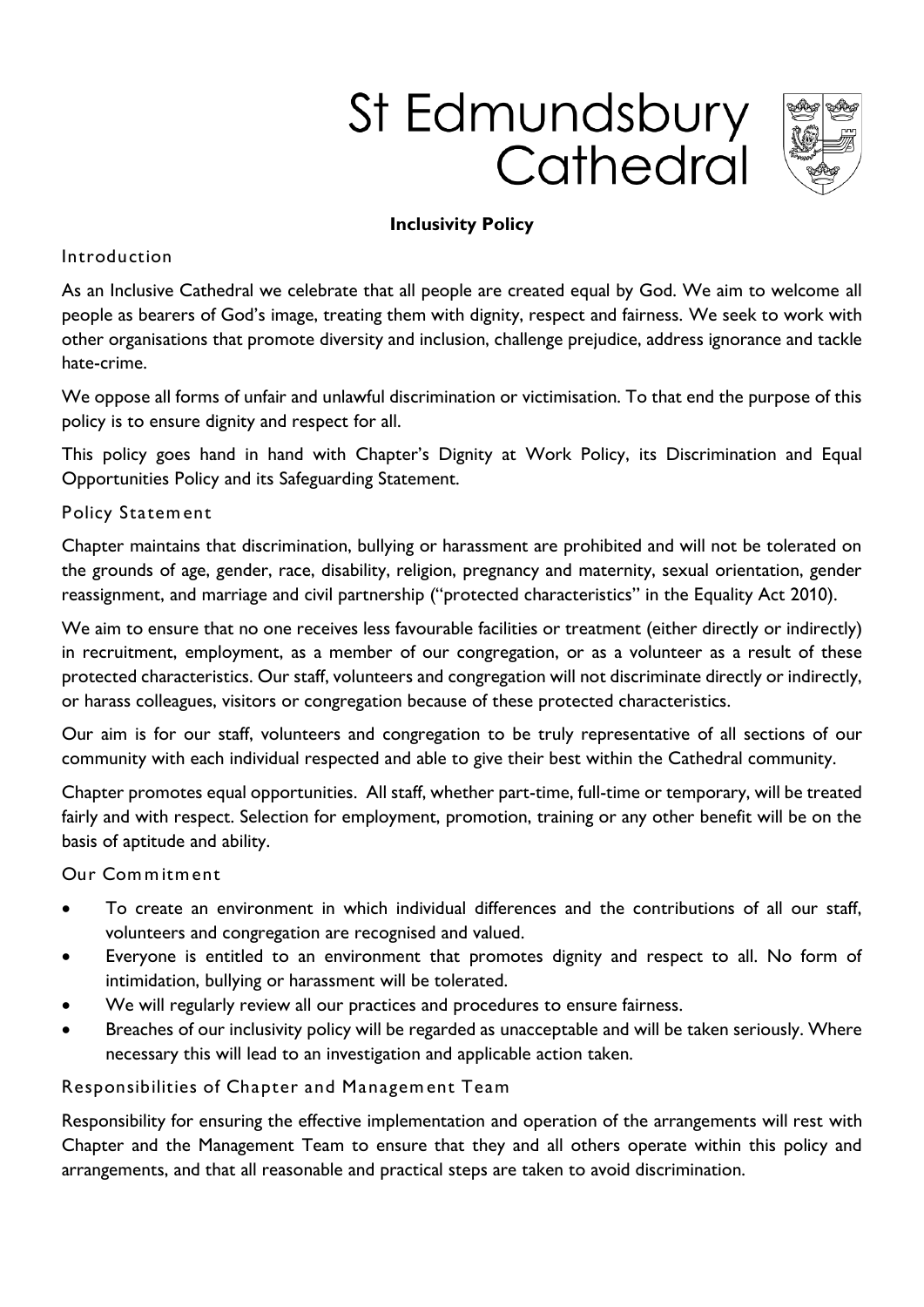# St Edmundsbury Cathedral

**Inclusivity Policy**

## Introduction

As an Inclusive Cathedral we celebrate that all people are created equal by God. We aim to welcome all people as bearers of God's image, treating them with dignity, respect and fairness. We seek to work with other organisations that promote diversity and inclusion, challenge prejudice, address ignorance and tackle hate-crime.

We oppose all forms of unfair and unlawful discrimination or victimisation. To that end the purpose of this policy is to ensure dignity and respect for all.

This policy goes hand in hand with Chapter's Dignity at Work Policy, its Discrimination and Equal Opportunities Policy and its Safeguarding Statement.

## Policy Statement

Chapter maintains that discrimination, bullying or harassment are prohibited and will not be tolerated on the grounds of age, gender, race, disability, religion, pregnancy and maternity, sexual orientation, gender reassignment, and marriage and civil partnership ("protected characteristics" in the Equality Act 2010).

We aim to ensure that no one receives less favourable facilities or treatment (either directly or indirectly) in recruitment, employment, as a member of our congregation, or as a volunteer as a result of these protected characteristics. Our staff, volunteers and congregation will not discriminate directly or indirectly, or harass colleagues, visitors or congregation because of these protected characteristics.

Our aim is for our staff, volunteers and congregation to be truly representative of all sections of our community with each individual respected and able to give their best within the Cathedral community.

Chapter promotes equal opportunities. All staff, whether part-time, full-time or temporary, will be treated fairly and with respect. Selection for employment, promotion, training or any other benefit will be on the basis of aptitude and ability.

## Our Commitment

- To create an environment in which individual differences and the contributions of all our staff, volunteers and congregation are recognised and valued.
- Everyone is entitled to an environment that promotes dignity and respect to all. No form of intimidation, bullying or harassment will be tolerated.
- We will regularly review all our practices and procedures to ensure fairness.
- Breaches of our inclusivity policy will be regarded as unacceptable and will be taken seriously. Where necessary this will lead to an investigation and applicable action taken.

## Responsibilities of Chapter and Management Team

Responsibility for ensuring the effective implementation and operation of the arrangements will rest with Chapter and the Management Team to ensure that they and all others operate within this policy and arrangements, and that all reasonable and practical steps are taken to avoid discrimination.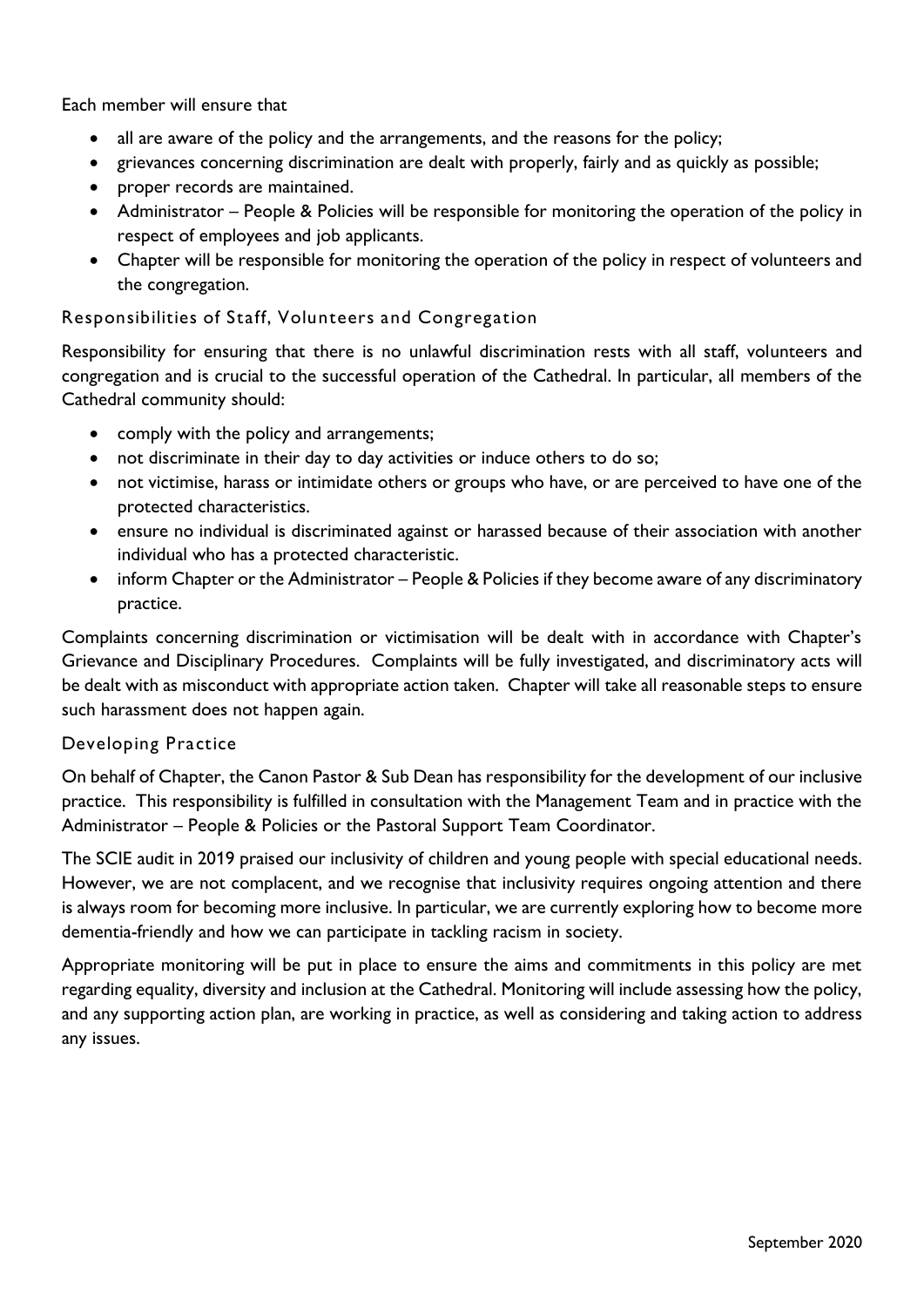Each member will ensure that

- all are aware of the policy and the arrangements, and the reasons for the policy;
- grievances concerning discrimination are dealt with properly, fairly and as quickly as possible;
- proper records are maintained.
- Administrator – People & Policies will be responsible for monitoring the operation of the policy in respect of employees and job applicants.
- Chapter will be responsible for monitoring the operation of the policy in respect of volunteers and the congregation.

### Responsibilities of Staff, Volunteers and Congregation

Responsibility for ensuring that there is no unlawful discrimination rests with all staff, volunteers and congregation and is crucial to the successful operation of the Cathedral. In particular, all members of the Cathedral community should:

- comply with the policy and arrangements;
- not discriminate in their day to day activities or induce others to do so;
- not victimise, harass or intimidate others or groups who have, or are perceived to have one of the protected characteristics.
- ensure no individual is discriminated against or harassed because of their association with another individual who has a protected characteristic.
- inform Chapter or the Administrator – People & Policies if they become aware of any discriminatory practice.

Complaints concerning discrimination or victimisation will be dealt with in accordance with Chapter's Grievance and Disciplinary Procedures. Complaints will be fully investigated, and discriminatory acts will be dealt with as misconduct with appropriate action taken. Chapter will take all reasonable steps to ensure such harassment does not happen again.

### Developing Practice

On behalf of Chapter, the Canon Pastor & Sub Dean has responsibility for the development of our inclusive practice. This responsibility is fulfilled in consultation with the Management Team and in practice with the Administrator – People & Policies or the Pastoral Support Team Coordinator.

The SCIE audit in 2019 praised our inclusivity of children and young people with special educational needs. However, we are not complacent, and we recognise that inclusivity requires ongoing attention and there is always room for becoming more inclusive. In particular, we are currently exploring how to become more dementia-friendly and how we can participate in tackling racism in society.

Appropriate monitoring will be put in place to ensure the aims and commitments in this policy are met regarding equality, diversity and inclusion at the Cathedral. Monitoring will include assessing how the policy, and any supporting action plan, are working in practice, as well as considering and taking action to address any issues.

September 2020